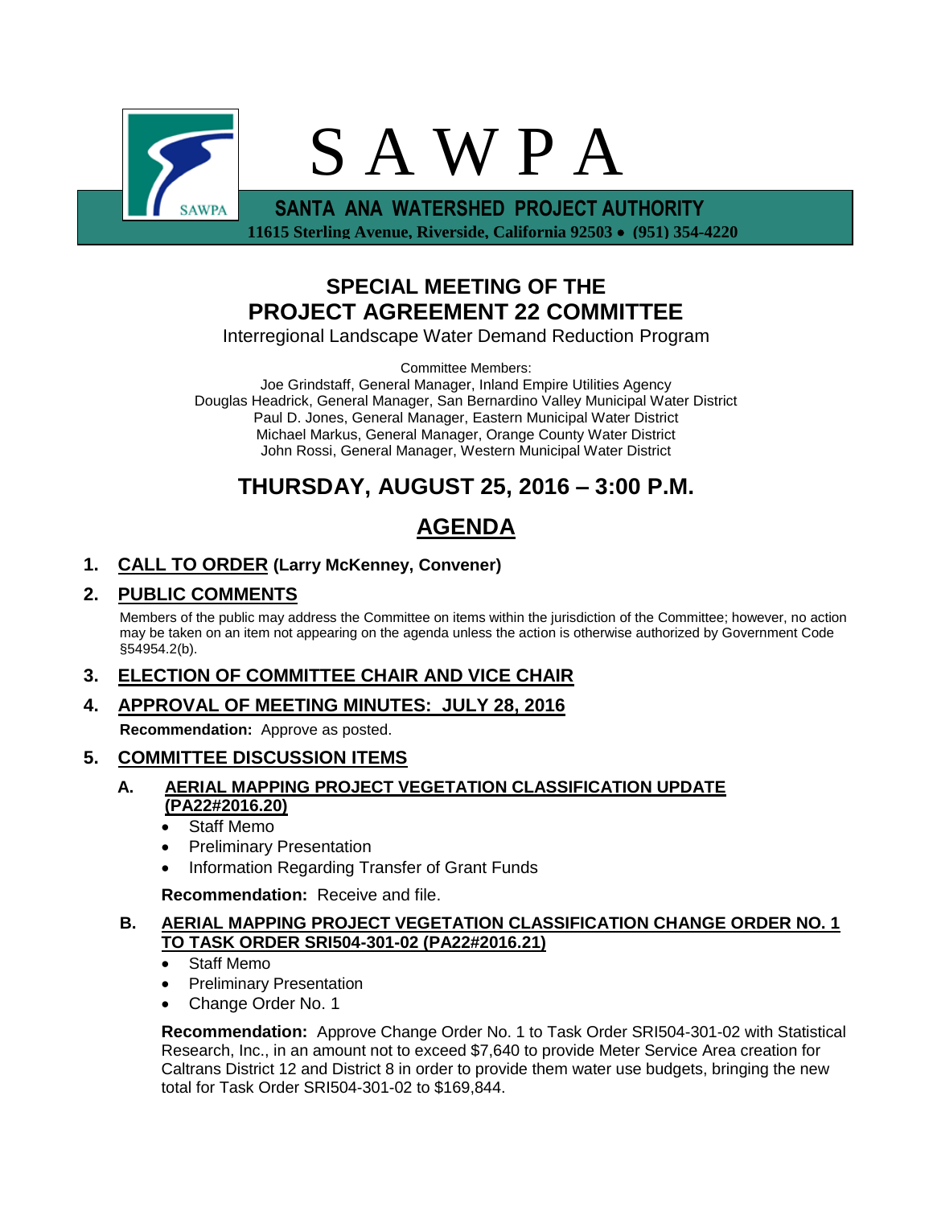# S A W P A

**SANTA ANA WATERSHED PROJECT AUTHORITY**

**11615 Sterling Avenue, Riverside, California 92503 • (951) 354-4220**

## SPECIAL MEETING OF THE PROJECT AGREEMENT 22 COMMITTEE

Interregional Landscape Water Demand Reduction Program

Committee Members:
Joe Grindstaff, General Manager, Inland Empire Utilities Agency
Douglas Headrick, General Manager, San Bernardino Valley Municipal Water District
Paul D. Jones, General Manager, Eastern Municipal Water District
Michael Markus, General Manager, Orange County Water District
John Rossi, General Manager, Western Municipal Water District

## THURSDAY, AUGUST 25, 2016 – 3:00 P.M.

## AGENDA

1. **CALL TO ORDER (Larry McKenney, Convener)**

2. **PUBLIC COMMENTS**

   Members of the public may address the Committee on items within the jurisdiction of the Committee; however, no action may be taken on an item not appearing on the agenda unless the action is otherwise authorized by Government Code §54954.2(b).

3. **ELECTION OF COMMITTEE CHAIR AND VICE CHAIR**

4. **APPROVAL OF MEETING MINUTES: JULY 28, 2016**

   **Recommendation:** Approve as posted.

5. **COMMITTEE DISCUSSION ITEMS**

   **A. AERIAL MAPPING PROJECT VEGETATION CLASSIFICATION UPDATE (PA22#2016.20)**
   - Staff Memo
   - Preliminary Presentation
   - Information Regarding Transfer of Grant Funds

   **Recommendation:** Receive and file.

   **B. AERIAL MAPPING PROJECT VEGETATION CLASSIFICATION CHANGE ORDER NO. 1 TO TASK ORDER SRI504-301-02 (PA22#2016.21)**
   - Staff Memo
   - Preliminary Presentation
   - Change Order No. 1

   **Recommendation:** Approve Change Order No. 1 to Task Order SRI504-301-02 with Statistical Research, Inc., in an amount not to exceed $7,640 to provide Meter Service Area creation for Caltrans District 12 and District 8 in order to provide them water use budgets, bringing the new total for Task Order SRI504-301-02 to $169,844.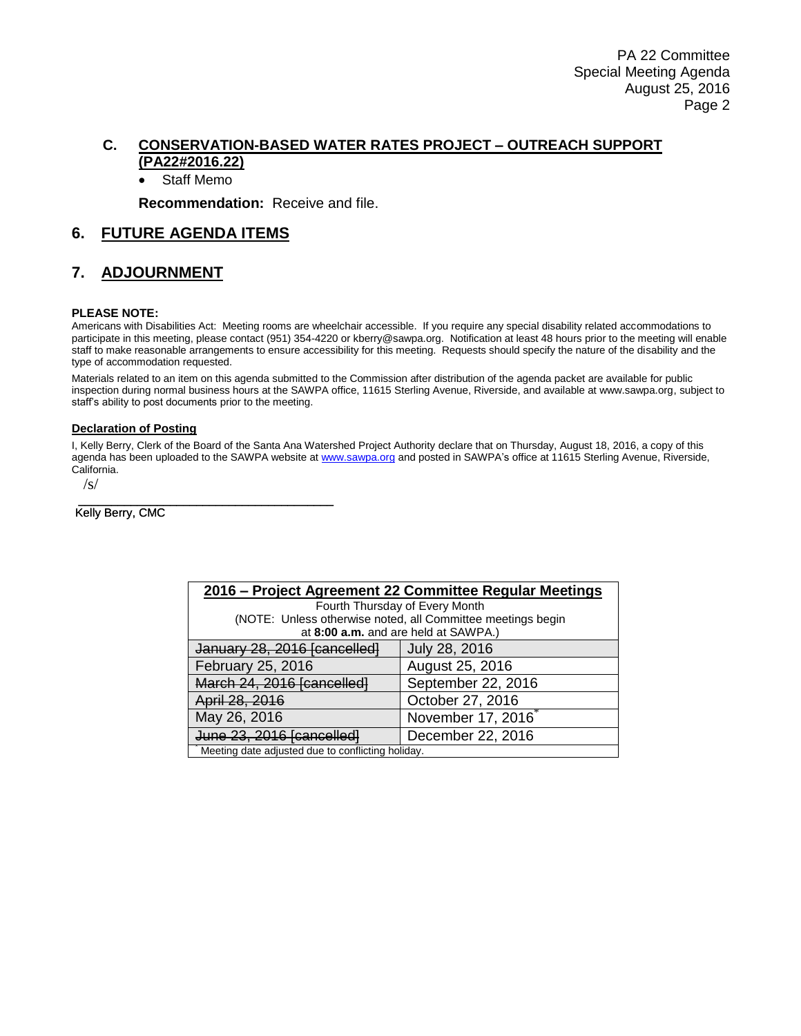### C. CONSERVATION-BASED WATER RATES PROJECT – OUTREACH SUPPORT (PA22#2016.22)

- Staff Memo

**Recommendation:** Receive and file.

## 6. FUTURE AGENDA ITEMS

## 7. ADJOURNMENT

**PLEASE NOTE:**

Americans with Disabilities Act: Meeting rooms are wheelchair accessible. If you require any special disability related accommodations to participate in this meeting, please contact (951) 354-4220 or kberry@sawpa.org. Notification at least 48 hours prior to the meeting will enable staff to make reasonable arrangements to ensure accessibility for this meeting. Requests should specify the nature of the disability and the type of accommodation requested.

Materials related to an item on this agenda submitted to the Commission after distribution of the agenda packet are available for public inspection during normal business hours at the SAWPA office, 11615 Sterling Avenue, Riverside, and available at www.sawpa.org, subject to staff's ability to post documents prior to the meeting.

**Declaration of Posting**

I, Kelly Berry, Clerk of the Board of the Santa Ana Watershed Project Authority declare that on Thursday, August 18, 2016, a copy of this agenda has been uploaded to the SAWPA website at www.sawpa.org and posted in SAWPA's office at 11615 Sterling Avenue, Riverside, California.

/s/

Kelly Berry, CMC

| 2016 – Project Agreement 22 Committee Regular Meetings<br>Fourth Thursday of Every Month<br>(NOTE: Unless otherwise noted, all Committee meetings begin at **8:00 a.m.** and are held at SAWPA.) | |
|---|---|
| ~~January 28, 2016 [cancelled]~~ | July 28, 2016 |
| February 25, 2016 | August 25, 2016 |
| ~~March 24, 2016 [cancelled]~~ | September 22, 2016 |
| ~~April 28, 2016~~ | October 27, 2016 |
| May 26, 2016 | November 17, 2016* |
| ~~June 23, 2016 [cancelled]~~ | December 22, 2016 |
| * Meeting date adjusted due to conflicting holiday. | |